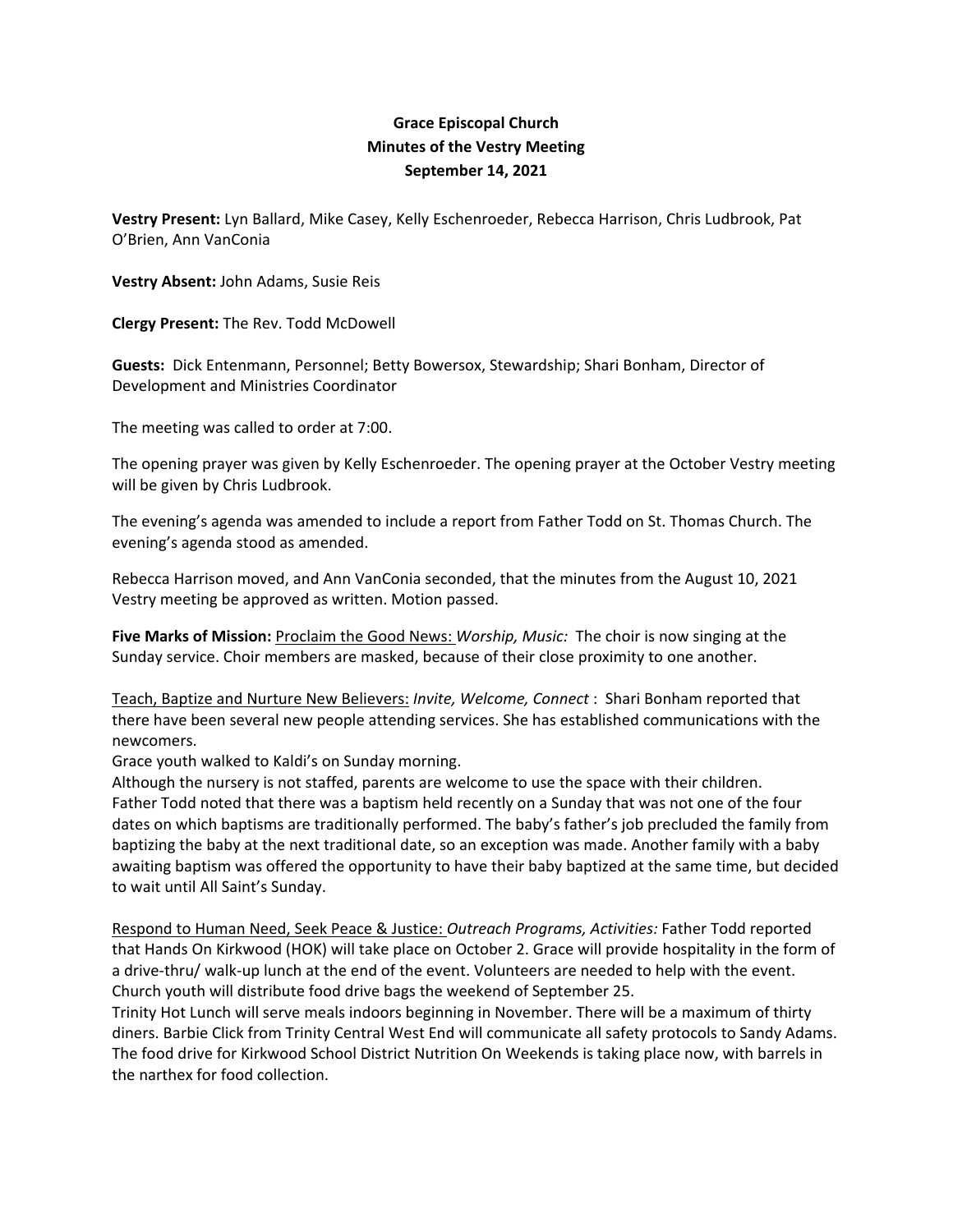**Grace Episcopal Church**
**Minutes of the Vestry Meeting**
**September 14, 2021**

**Vestry Present:** Lyn Ballard, Mike Casey, Kelly Eschenroeder, Rebecca Harrison, Chris Ludbrook, Pat O'Brien, Ann VanConia

**Vestry Absent:** John Adams, Susie Reis

**Clergy Present:** The Rev. Todd McDowell

**Guests:** Dick Entenmann, Personnel; Betty Bowersox, Stewardship; Shari Bonham, Director of Development and Ministries Coordinator

The meeting was called to order at 7:00.

The opening prayer was given by Kelly Eschenroeder. The opening prayer at the October Vestry meeting will be given by Chris Ludbrook.

The evening's agenda was amended to include a report from Father Todd on St. Thomas Church. The evening's agenda stood as amended.

Rebecca Harrison moved, and Ann VanConia seconded, that the minutes from the August 10, 2021 Vestry meeting be approved as written. Motion passed.

**Five Marks of Mission:** <u>Proclaim the Good News:</u> *Worship, Music:* The choir is now singing at the Sunday service. Choir members are masked, because of their close proximity to one another.

<u>Teach, Baptize and Nurture New Believers:</u> *Invite, Welcome, Connect* : Shari Bonham reported that there have been several new people attending services. She has established communications with the newcomers.
Grace youth walked to Kaldi's on Sunday morning.
Although the nursery is not staffed, parents are welcome to use the space with their children.
Father Todd noted that there was a baptism held recently on a Sunday that was not one of the four dates on which baptisms are traditionally performed. The baby's father's job precluded the family from baptizing the baby at the next traditional date, so an exception was made. Another family with a baby awaiting baptism was offered the opportunity to have their baby baptized at the same time, but decided to wait until All Saint's Sunday.

<u>Respond to Human Need, Seek Peace & Justice:</u> *Outreach Programs, Activities:* Father Todd reported that Hands On Kirkwood (HOK) will take place on October 2. Grace will provide hospitality in the form of a drive-thru/ walk-up lunch at the end of the event. Volunteers are needed to help with the event. Church youth will distribute food drive bags the weekend of September 25.
Trinity Hot Lunch will serve meals indoors beginning in November. There will be a maximum of thirty diners. Barbie Click from Trinity Central West End will communicate all safety protocols to Sandy Adams. The food drive for Kirkwood School District Nutrition On Weekends is taking place now, with barrels in the narthex for food collection.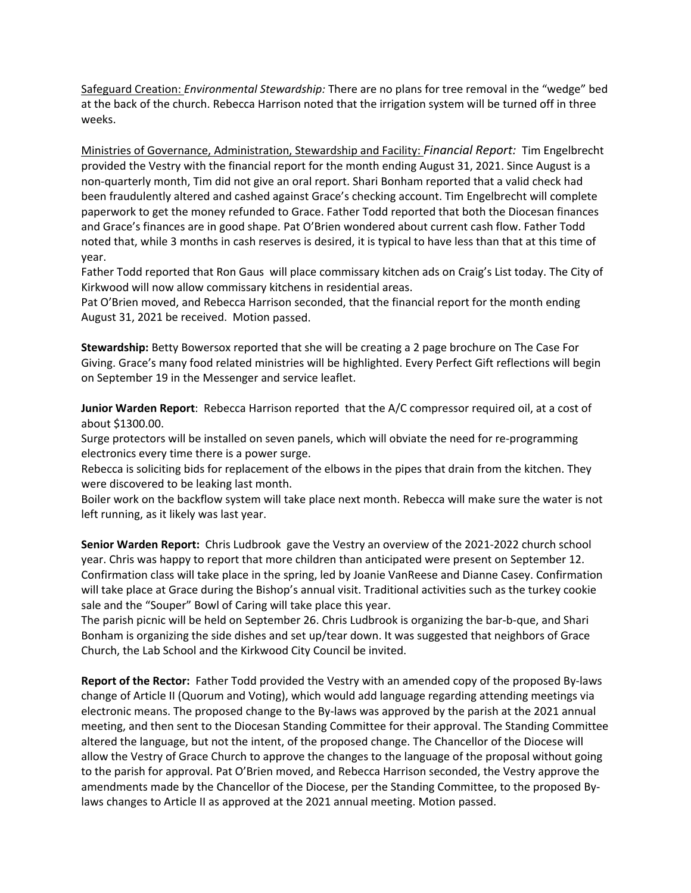Safeguard Creation: *Environmental Stewardship:* There are no plans for tree removal in the "wedge" bed at the back of the church. Rebecca Harrison noted that the irrigation system will be turned off in three weeks.

Ministries of Governance, Administration, Stewardship and Facility: *Financial Report:* Tim Engelbrecht provided the Vestry with the financial report for the month ending August 31, 2021. Since August is a non-quarterly month, Tim did not give an oral report. Shari Bonham reported that a valid check had been fraudulently altered and cashed against Grace's checking account. Tim Engelbrecht will complete paperwork to get the money refunded to Grace. Father Todd reported that both the Diocesan finances and Grace's finances are in good shape. Pat O'Brien wondered about current cash flow. Father Todd noted that, while 3 months in cash reserves is desired, it is typical to have less than that at this time of year.

Father Todd reported that Ron Gaus will place commissary kitchen ads on Craig's List today. The City of Kirkwood will now allow commissary kitchens in residential areas.

Pat O'Brien moved, and Rebecca Harrison seconded, that the financial report for the month ending August 31, 2021 be received. Motion passed.

**Stewardship:** Betty Bowersox reported that she will be creating a 2 page brochure on The Case For Giving. Grace's many food related ministries will be highlighted. Every Perfect Gift reflections will begin on September 19 in the Messenger and service leaflet.

**Junior Warden Report**: Rebecca Harrison reported that the A/C compressor required oil, at a cost of about $1300.00.

Surge protectors will be installed on seven panels, which will obviate the need for re-programming electronics every time there is a power surge.

Rebecca is soliciting bids for replacement of the elbows in the pipes that drain from the kitchen. They were discovered to be leaking last month.

Boiler work on the backflow system will take place next month. Rebecca will make sure the water is not left running, as it likely was last year.

**Senior Warden Report:** Chris Ludbrook gave the Vestry an overview of the 2021-2022 church school year. Chris was happy to report that more children than anticipated were present on September 12. Confirmation class will take place in the spring, led by Joanie VanReese and Dianne Casey. Confirmation will take place at Grace during the Bishop's annual visit. Traditional activities such as the turkey cookie sale and the "Souper" Bowl of Caring will take place this year.

The parish picnic will be held on September 26. Chris Ludbrook is organizing the bar-b-que, and Shari Bonham is organizing the side dishes and set up/tear down. It was suggested that neighbors of Grace Church, the Lab School and the Kirkwood City Council be invited.

**Report of the Rector:** Father Todd provided the Vestry with an amended copy of the proposed By-laws change of Article II (Quorum and Voting), which would add language regarding attending meetings via electronic means. The proposed change to the By-laws was approved by the parish at the 2021 annual meeting, and then sent to the Diocesan Standing Committee for their approval. The Standing Committee altered the language, but not the intent, of the proposed change. The Chancellor of the Diocese will allow the Vestry of Grace Church to approve the changes to the language of the proposal without going to the parish for approval. Pat O'Brien moved, and Rebecca Harrison seconded, the Vestry approve the amendments made by the Chancellor of the Diocese, per the Standing Committee, to the proposed By-laws changes to Article II as approved at the 2021 annual meeting. Motion passed.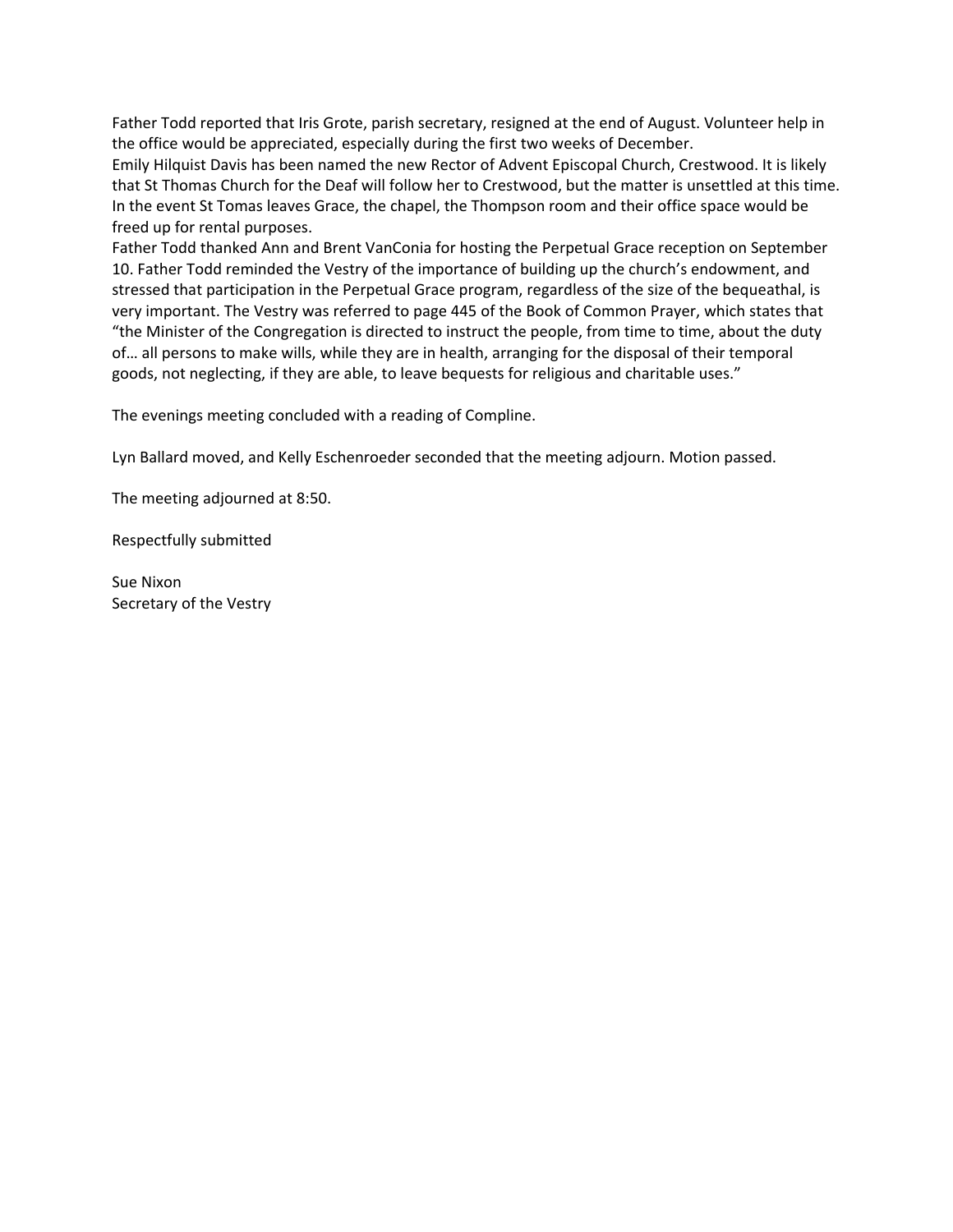Father Todd reported that Iris Grote, parish secretary, resigned at the end of August. Volunteer help in the office would be appreciated, especially during the first two weeks of December.
Emily Hilquist Davis has been named the new Rector of Advent Episcopal Church, Crestwood. It is likely that St Thomas Church for the Deaf will follow her to Crestwood, but the matter is unsettled at this time. In the event St Tomas leaves Grace, the chapel, the Thompson room and their office space would be freed up for rental purposes.
Father Todd thanked Ann and Brent VanConia for hosting the Perpetual Grace reception on September 10. Father Todd reminded the Vestry of the importance of building up the church's endowment, and stressed that participation in the Perpetual Grace program, regardless of the size of the bequeathal, is very important. The Vestry was referred to page 445 of the Book of Common Prayer, which states that "the Minister of the Congregation is directed to instruct the people, from time to time, about the duty of… all persons to make wills, while they are in health, arranging for the disposal of their temporal goods, not neglecting, if they are able, to leave bequests for religious and charitable uses."

The evenings meeting concluded with a reading of Compline.

Lyn Ballard moved, and Kelly Eschenroeder seconded that the meeting adjourn. Motion passed.

The meeting adjourned at 8:50.

Respectfully submitted

Sue Nixon
Secretary of the Vestry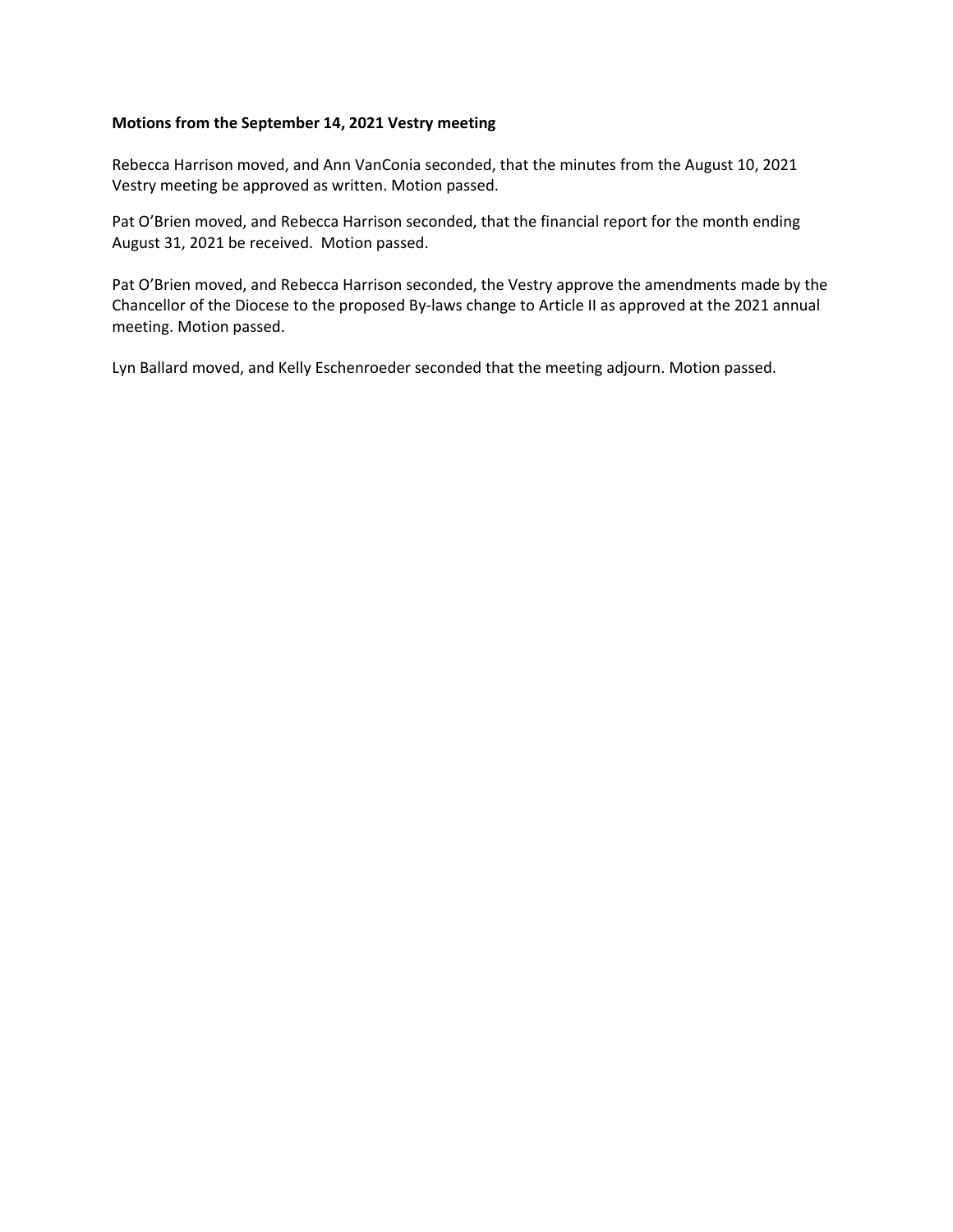**Motions from the September 14, 2021 Vestry meeting**

Rebecca Harrison moved, and Ann VanConia seconded, that the minutes from the August 10, 2021 Vestry meeting be approved as written. Motion passed.

Pat O'Brien moved, and Rebecca Harrison seconded, that the financial report for the month ending August 31, 2021 be received. Motion passed.

Pat O'Brien moved, and Rebecca Harrison seconded, the Vestry approve the amendments made by the Chancellor of the Diocese to the proposed By-laws change to Article II as approved at the 2021 annual meeting. Motion passed.

Lyn Ballard moved, and Kelly Eschenroeder seconded that the meeting adjourn. Motion passed.